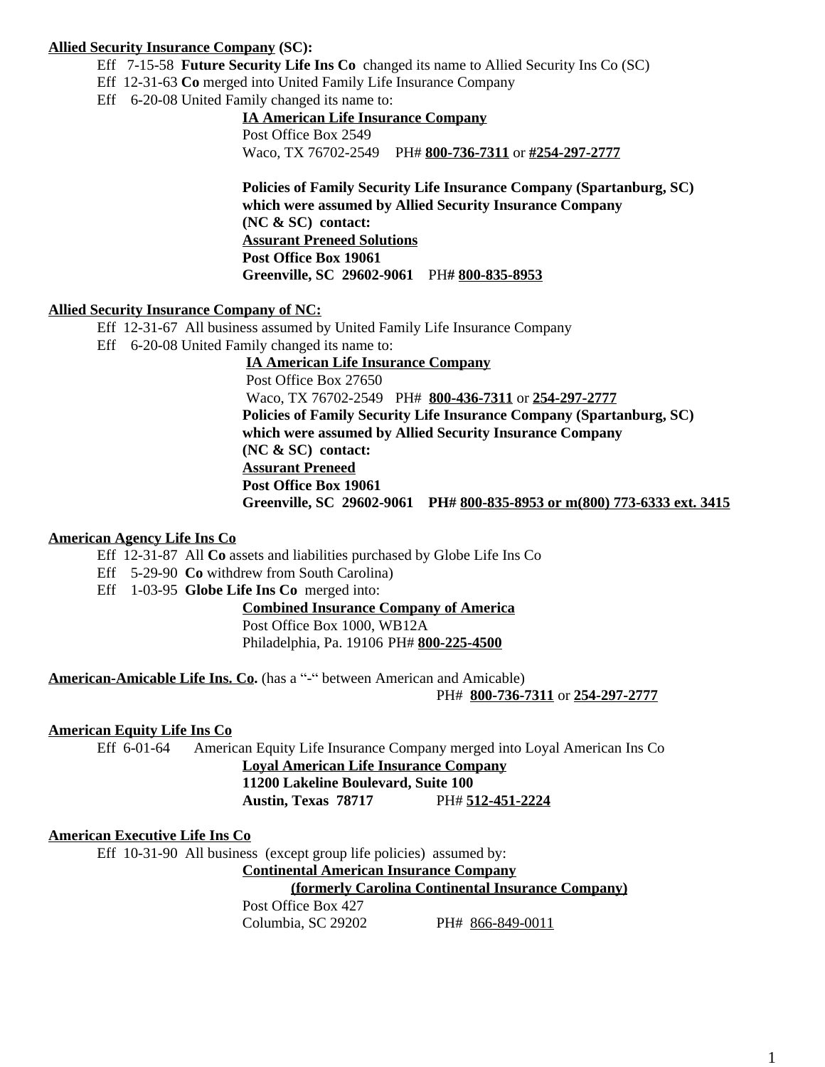**Allied Security Insurance Company (SC):**

Eff 7-15-58 **Future Security Life Ins Co** changed its name to Allied Security Ins Co (SC)
Eff 12-31-63 **Co** merged into United Family Life Insurance Company
Eff 6-20-08 United Family changed its name to:

**IA American Life Insurance Company**
Post Office Box 2549
Waco, TX 76702-2549 PH# **800-736-7311** or **#254-297-2777**

**Policies of Family Security Life Insurance Company (Spartanburg, SC) which were assumed by Allied Security Insurance Company (NC & SC) contact:**
**Assurant Preneed Solutions**
**Post Office Box 19061**
**Greenville, SC 29602-9061** PH# **800-835-8953**

**Allied Security Insurance Company of NC:**

Eff 12-31-67 All business assumed by United Family Life Insurance Company
Eff 6-20-08 United Family changed its name to:

**IA American Life Insurance Company**
Post Office Box 27650
Waco, TX 76702-2549 PH# **800-436-7311** or **254-297-2777**
**Policies of Family Security Life Insurance Company (Spartanburg, SC) which were assumed by Allied Security Insurance Company (NC & SC) contact:**
**Assurant Preneed**
**Post Office Box 19061**
**Greenville, SC 29602-9061 PH# 800-835-8953 or m(800) 773-6333 ext. 3415**

**American Agency Life Ins Co**

Eff 12-31-87 All **Co** assets and liabilities purchased by Globe Life Ins Co
Eff 5-29-90 **Co** withdrew from South Carolina)
Eff 1-03-95 **Globe Life Ins Co** merged into:

**Combined Insurance Company of America**
Post Office Box 1000, WB12A
Philadelphia, Pa. 19106 PH# **800-225-4500**

**American-Amicable Life Ins. Co.** (has a "-" between American and Amicable)
PH# **800-736-7311** or **254-297-2777**

**American Equity Life Ins Co**

Eff 6-01-64 American Equity Life Insurance Company merged into Loyal American Ins Co

**Loyal American Life Insurance Company**
**11200 Lakeline Boulevard, Suite 100**
**Austin, Texas 78717** PH# **512-451-2224**

**American Executive Life Ins Co**

Eff 10-31-90 All business (except group life policies) assumed by:

**Continental American Insurance Company**
**(formerly Carolina Continental Insurance Company)**
Post Office Box 427
Columbia, SC 29202 PH# 866-849-0011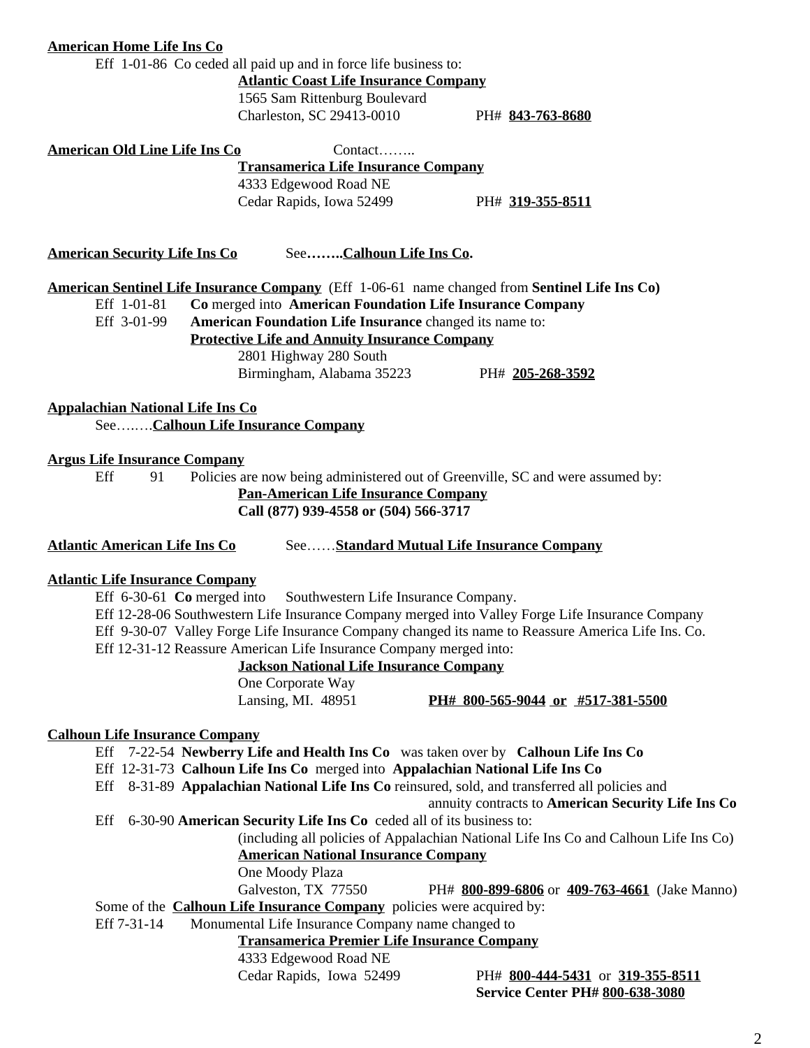**American Home Life Ins Co**

Eff 1-01-86 Co ceded all paid up and in force life business to:

**Atlantic Coast Life Insurance Company**
1565 Sam Rittenburg Boulevard
Charleston, SC 29413-0010 PH# **843-763-8680**

**American Old Line Life Ins Co** Contact……..

**Transamerica Life Insurance Company**
4333 Edgewood Road NE
Cedar Rapids, Iowa 52499 PH# **319-355-8511**

**American Security Life Ins Co** See**……..Calhoun Life Ins Co.**

**American Sentinel Life Insurance Company** (Eff 1-06-61 name changed from **Sentinel Life Ins Co)**

Eff 1-01-81 **Co** merged into **American Foundation Life Insurance Company**

Eff 3-01-99 **American Foundation Life Insurance** changed its name to:

**Protective Life and Annuity Insurance Company**
2801 Highway 280 South
Birmingham, Alabama 35223 PH# **205-268-3592**

**Appalachian National Life Ins Co**

See…..…**Calhoun Life Insurance Company**

**Argus Life Insurance Company**

Eff 91 Policies are now being administered out of Greenville, SC and were assumed by:

**Pan-American Life Insurance Company**
**Call (877) 939-4558 or (504) 566-3717**

**Atlantic American Life Ins Co** See……**Standard Mutual Life Insurance Company**

**Atlantic Life Insurance Company**

Eff 6-30-61 **Co** merged into Southwestern Life Insurance Company.
Eff 12-28-06 Southwestern Life Insurance Company merged into Valley Forge Life Insurance Company
Eff 9-30-07 Valley Forge Life Insurance Company changed its name to Reassure America Life Ins. Co.
Eff 12-31-12 Reassure American Life Insurance Company merged into:

**Jackson National Life Insurance Company**
One Corporate Way
Lansing, MI. 48951 **PH# 800-565-9044 or #517-381-5500**

**Calhoun Life Insurance Company**

Eff 7-22-54 **Newberry Life and Health Ins Co** was taken over by **Calhoun Life Ins Co**
Eff 12-31-73 **Calhoun Life Ins Co** merged into **Appalachian National Life Ins Co**
Eff 8-31-89 **Appalachian National Life Ins Co** reinsured, sold, and transferred all policies and annuity contracts to **American Security Life Ins Co**
Eff 6-30-90 **American Security Life Ins Co** ceded all of its business to:
(including all policies of Appalachian National Life Ins Co and Calhoun Life Ins Co)

**American National Insurance Company**
One Moody Plaza
Galveston, TX 77550 PH# **800-899-6806** or **409-763-4661** (Jake Manno)

Some of the **Calhoun Life Insurance Company** policies were acquired by:
Eff 7-31-14 Monumental Life Insurance Company name changed to

**Transamerica Premier Life Insurance Company**
4333 Edgewood Road NE
Cedar Rapids, Iowa 52499 PH# **800-444-5431** or **319-355-8511**
**Service Center PH# 800-638-3080**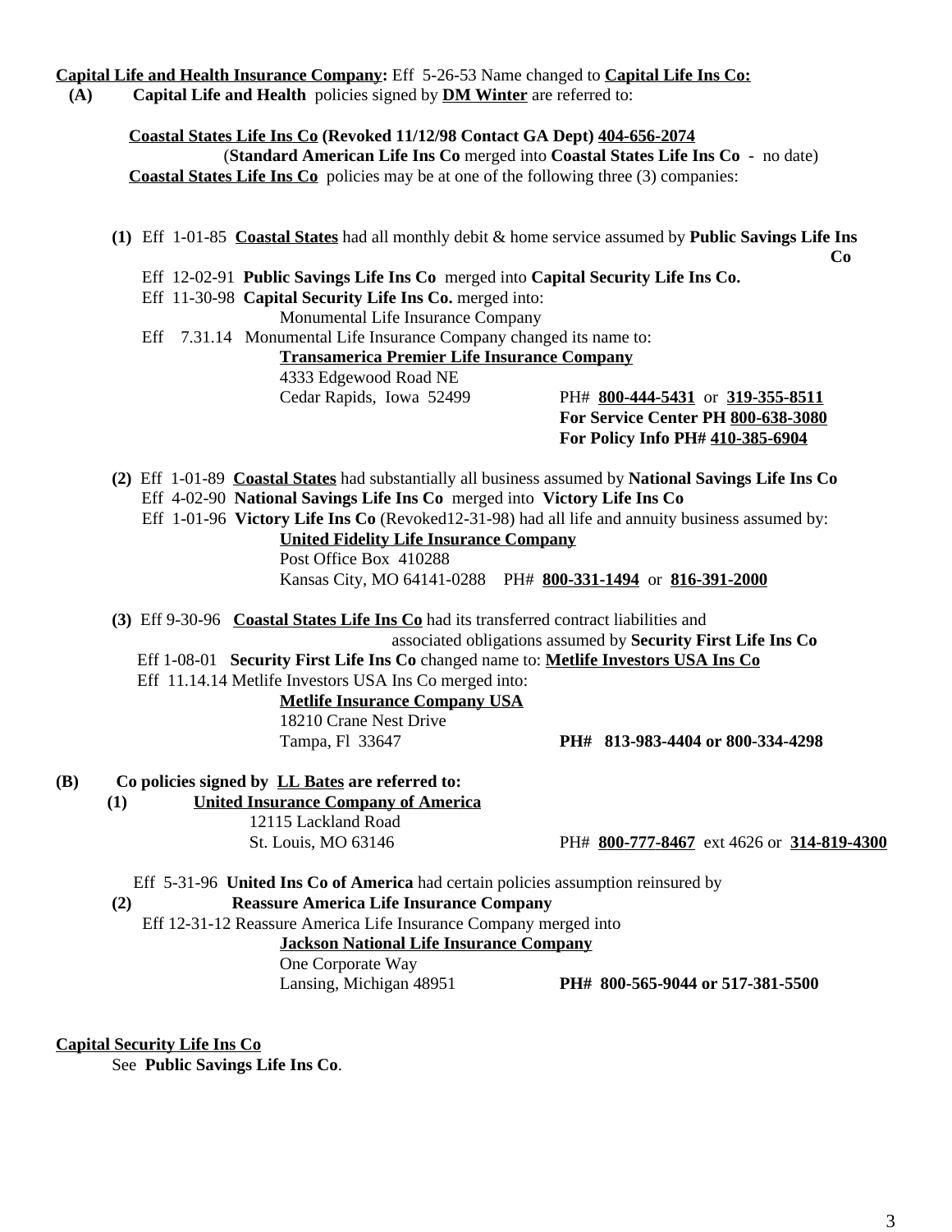**<u>Capital Life and Health Insurance Company</u>:** Eff 5-26-53 Name changed to **<u>Capital Life Ins Co:</u>**

**(A)** **Capital Life and Health** policies signed by **<u>DM Winter</u>** are referred to:

**<u>Coastal States Life Ins Co</u> (Revoked 11/12/98 Contact GA Dept) <u>404-656-2074</u>**
(**Standard American Life Ins Co** merged into **Coastal States Life Ins Co** - no date)
**<u>Coastal States Life Ins Co</u>** policies may be at one of the following three (3) companies:

**(1)** Eff 1-01-85 **<u>Coastal States</u>** had all monthly debit & home service assumed by **Public Savings Life Ins Co**
Eff 12-02-91 **Public Savings Life Ins Co** merged into **Capital Security Life Ins Co.**
Eff 11-30-98 **Capital Security Life Ins Co.** merged into:
Monumental Life Insurance Company
Eff 7.31.14 Monumental Life Insurance Company changed its name to:
**<u>Transamerica Premier Life Insurance Company</u>**
4333 Edgewood Road NE
Cedar Rapids, Iowa 52499 PH# **<u>800-444-5431</u>** or **<u>319-355-8511</u>**
**For Service Center PH <u>800-638-3080</u>**
**For Policy Info PH# <u>410-385-6904</u>**

**(2)** Eff 1-01-89 **<u>Coastal States</u>** had substantially all business assumed by **National Savings Life Ins Co**
Eff 4-02-90 **National Savings Life Ins Co** merged into **Victory Life Ins Co**
Eff 1-01-96 **Victory Life Ins Co** (Revoked12-31-98) had all life and annuity business assumed by:
**<u>United Fidelity Life Insurance Company</u>**
Post Office Box 410288
Kansas City, MO 64141-0288 PH# **<u>800-331-1494</u>** or **<u>816-391-2000</u>**

**(3)** Eff 9-30-96 **<u>Coastal States Life Ins Co</u>** had its transferred contract liabilities and associated obligations assumed by **Security First Life Ins Co**
Eff 1-08-01 **Security First Life Ins Co** changed name to: **<u>Metlife Investors USA Ins Co</u>**
Eff 11.14.14 Metlife Investors USA Ins Co merged into:
**<u>Metlife Insurance Company USA</u>**
18210 Crane Nest Drive
Tampa, Fl 33647 **PH# 813-983-4404 or 800-334-4298**

**(B)** **Co policies signed by <u>LL Bates</u> are referred to:**

**(1)** **<u>United Insurance Company of America</u>**
12115 Lackland Road
St. Louis, MO 63146 PH# **<u>800-777-8467</u>** ext 4626 or **<u>314-819-4300</u>**

Eff 5-31-96 **United Ins Co of America** had certain policies assumption reinsured by

**(2)** **Reassure America Life Insurance Company**
Eff 12-31-12 Reassure America Life Insurance Company merged into
**<u>Jackson National Life Insurance Company</u>**
One Corporate Way
Lansing, Michigan 48951 **PH# 800-565-9044 or 517-381-5500**

**<u>Capital Security Life Ins Co</u>**
See **Public Savings Life Ins Co**.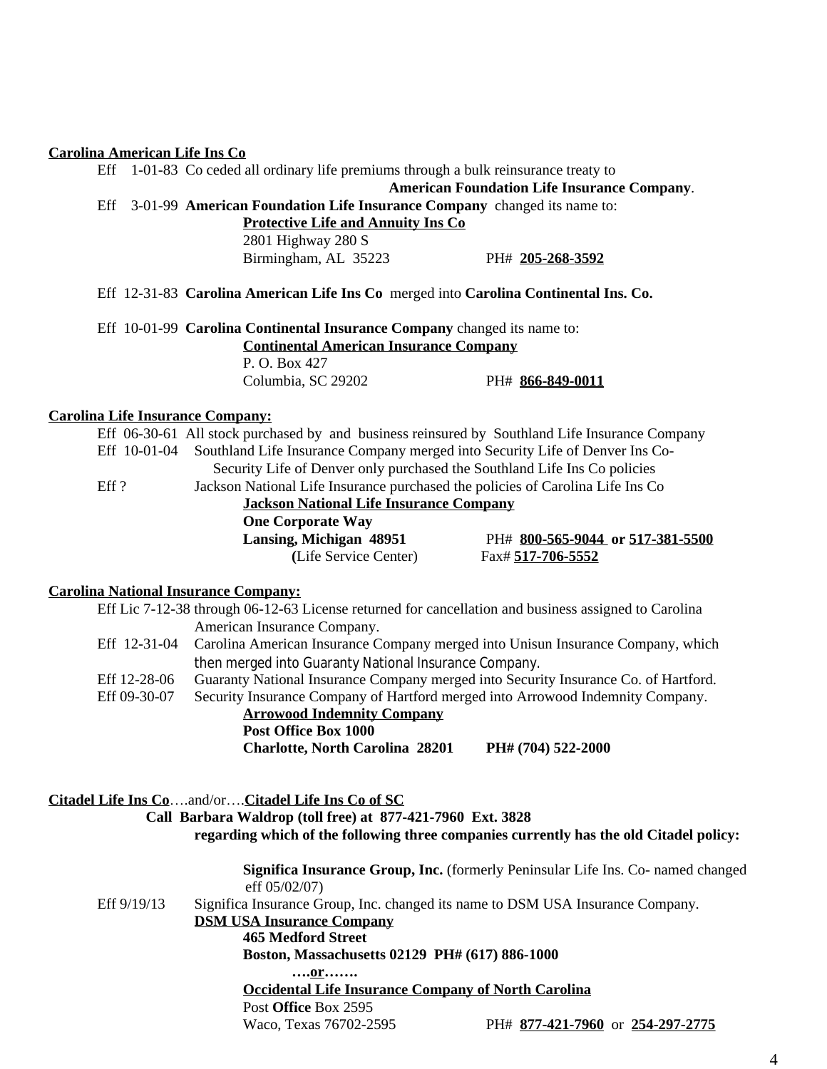**Carolina American Life Ins Co**

Eff 1-01-83 Co ceded all ordinary life premiums through a bulk reinsurance treaty to **American Foundation Life Insurance Company**.

Eff 3-01-99 **American Foundation Life Insurance Company** changed its name to:

**Protective Life and Annuity Ins Co**
2801 Highway 280 S
Birmingham, AL 35223 PH# **205-268-3592**

Eff 12-31-83 **Carolina American Life Ins Co** merged into **Carolina Continental Ins. Co.**

Eff 10-01-99 **Carolina Continental Insurance Company** changed its name to:

**Continental American Insurance Company**
P. O. Box 427
Columbia, SC 29202 PH# **866-849-0011**

**Carolina Life Insurance Company:**

Eff 06-30-61 All stock purchased by and business reinsured by Southland Life Insurance Company

Eff 10-01-04 Southland Life Insurance Company merged into Security Life of Denver Ins Co- Security Life of Denver only purchased the Southland Life Ins Co policies

Eff ? Jackson National Life Insurance purchased the policies of Carolina Life Ins Co

**Jackson National Life Insurance Company**
**One Corporate Way**
**Lansing, Michigan 48951** PH# **800-565-9044 or 517-381-5500**
**(**Life Service Center) Fax# **517-706-5552**

**Carolina National Insurance Company:**

Eff Lic 7-12-38 through 06-12-63 License returned for cancellation and business assigned to Carolina American Insurance Company.

Eff 12-31-04 Carolina American Insurance Company merged into Unisun Insurance Company, which then merged into Guaranty National Insurance Company.

Eff 12-28-06 Guaranty National Insurance Company merged into Security Insurance Co. of Hartford.

Eff 09-30-07 Security Insurance Company of Hartford merged into Arrowood Indemnity Company.

**Arrowood Indemnity Company**
**Post Office Box 1000**
**Charlotte, North Carolina 28201 PH# (704) 522-2000**

**Citadel Life Ins Co**….and/or….**Citadel Life Ins Co of SC**

**Call Barbara Waldrop (toll free) at 877-421-7960 Ext. 3828**
**regarding which of the following three companies currently has the old Citadel policy:**

**Significa Insurance Group, Inc.** (formerly Peninsular Life Ins. Co- named changed eff 05/02/07)

Eff 9/19/13 Significa Insurance Group, Inc. changed its name to DSM USA Insurance Company.

**DSM USA Insurance Company**
**465 Medford Street**
**Boston, Massachusetts 02129 PH# (617) 886-1000**

**….or…….**

**Occidental Life Insurance Company of North Carolina**
Post **Office** Box 2595
Waco, Texas 76702-2595 PH# **877-421-7960** or **254-297-2775**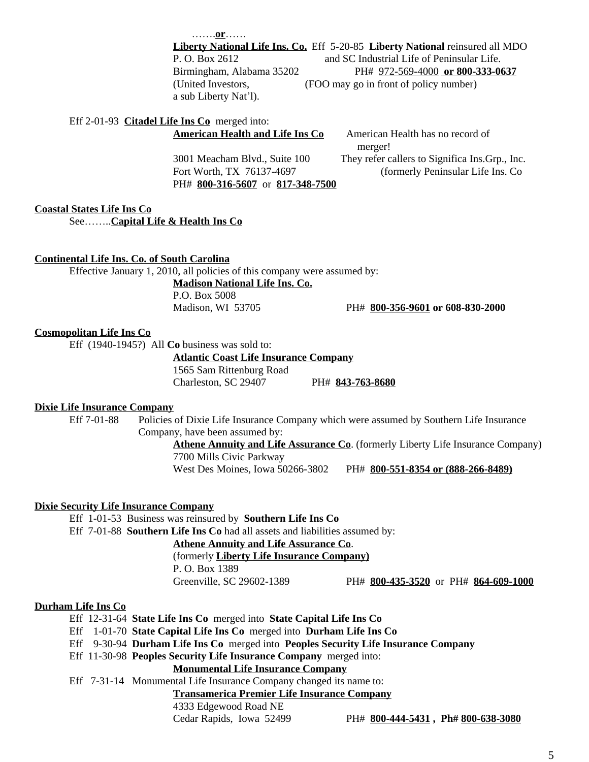…….**or**……

**Liberty National Life Ins. Co.** Eff 5-20-85 **Liberty National** reinsured all MDO and SC Industrial Life of Peninsular Life.
P. O. Box 2612
Birmingham, Alabama 35202 PH# 972-569-4000 **or 800-333-0637**
(United Investors, a sub Liberty Nat'l). (FOO may go in front of policy number)

Eff 2-01-93 **Citadel Life Ins Co** merged into:

**American Health and Life Ins Co**
3001 Meacham Blvd., Suite 100
Fort Worth, TX 76137-4697
PH# **800-316-5607** or **817-348-7500**

American Health has no record of merger! They refer callers to Significa Ins.Grp., Inc. (formerly Peninsular Life Ins. Co

**Coastal States Life Ins Co**

See……..**Capital Life & Health Ins Co**

**Continental Life Ins. Co. of South Carolina**

Effective January 1, 2010, all policies of this company were assumed by:

**Madison National Life Ins. Co.**
P.O. Box 5008
Madison, WI 53705 PH# **800-356-9601 or 608-830-2000**

**Cosmopolitan Life Ins Co**

Eff (1940-1945?) All **Co** business was sold to:

**Atlantic Coast Life Insurance Company**
1565 Sam Rittenburg Road
Charleston, SC 29407 PH# **843-763-8680**

**Dixie Life Insurance Company**

Eff 7-01-88 Policies of Dixie Life Insurance Company which were assumed by Southern Life Insurance Company, have been assumed by:

**Athene Annuity and Life Assurance Co**. (formerly Liberty Life Insurance Company)
7700 Mills Civic Parkway
West Des Moines, Iowa 50266-3802 PH# **800-551-8354 or (888-266-8489)**

**Dixie Security Life Insurance Company**

Eff 1-01-53 Business was reinsured by **Southern Life Ins Co**
Eff 7-01-88 **Southern Life Ins Co** had all assets and liabilities assumed by:

**Athene Annuity and Life Assurance Co**.
(formerly **Liberty Life Insurance Company)**
P. O. Box 1389
Greenville, SC 29602-1389 PH# **800-435-3520** or PH# **864-609-1000**

**Durham Life Ins Co**

Eff 12-31-64 **State Life Ins Co** merged into **State Capital Life Ins Co**
Eff 1-01-70 **State Capital Life Ins Co** merged into **Durham Life Ins Co**
Eff 9-30-94 **Durham Life Ins Co** merged into **Peoples Security Life Insurance Company**
Eff 11-30-98 **Peoples Security Life Insurance Company** merged into:

**Monumental Life Insurance Company**

Eff 7-31-14 Monumental Life Insurance Company changed its name to:

**Transamerica Premier Life Insurance Company**
4333 Edgewood Road NE
Cedar Rapids, Iowa 52499 PH# **800-444-5431** , **Ph# 800-638-3080**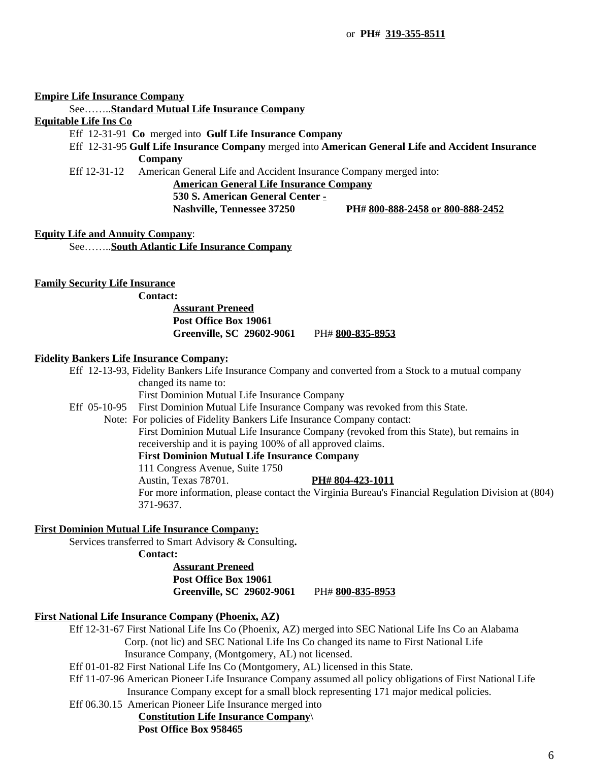or **PH# 319-355-8511**

**Empire Life Insurance Company**

See……..**Standard Mutual Life Insurance Company**

**Equitable Life Ins Co**

Eff 12-31-91 **Co** merged into **Gulf Life Insurance Company**

Eff 12-31-95 **Gulf Life Insurance Company** merged into **American General Life and Accident Insurance Company**

Eff 12-31-12 American General Life and Accident Insurance Company merged into:

**American General Life Insurance Company**
**530 S. American General Center -**
**Nashville, Tennessee 37250** **PH# 800-888-2458 or 800-888-2452**

**Equity Life and Annuity Company**:

See……..**South Atlantic Life Insurance Company**

**Family Security Life Insurance**

**Contact:**

**Assurant Preneed**
**Post Office Box 19061**
**Greenville, SC 29602-9061** PH# **800-835-8953**

**Fidelity Bankers Life Insurance Company:**

Eff 12-13-93, Fidelity Bankers Life Insurance Company and converted from a Stock to a mutual company changed its name to:
First Dominion Mutual Life Insurance Company

Eff 05-10-95 First Dominion Mutual Life Insurance Company was revoked from this State.

Note: For policies of Fidelity Bankers Life Insurance Company contact:
First Dominion Mutual Life Insurance Company (revoked from this State), but remains in receivership and it is paying 100% of all approved claims.

**First Dominion Mutual Life Insurance Company**
111 Congress Avenue, Suite 1750
Austin, Texas 78701. **PH# 804-423-1011**
For more information, please contact the Virginia Bureau's Financial Regulation Division at (804) 371-9637.

**First Dominion Mutual Life Insurance Company:**

Services transferred to Smart Advisory & Consulting**.**

**Contact:**

**Assurant Preneed**
**Post Office Box 19061**
**Greenville, SC 29602-9061** PH# **800-835-8953**

**First National Life Insurance Company (Phoenix, AZ)**

Eff 12-31-67 First National Life Ins Co (Phoenix, AZ) merged into SEC National Life Ins Co an Alabama Corp. (not lic) and SEC National Life Ins Co changed its name to First National Life Insurance Company, (Montgomery, AL) not licensed.

Eff 01-01-82 First National Life Ins Co (Montgomery, AL) licensed in this State.

Eff 11-07-96 American Pioneer Life Insurance Company assumed all policy obligations of First National Life Insurance Company except for a small block representing 171 major medical policies.

Eff 06.30.15 American Pioneer Life Insurance merged into

**Constitution Life Insurance Company**\
**Post Office Box 958465**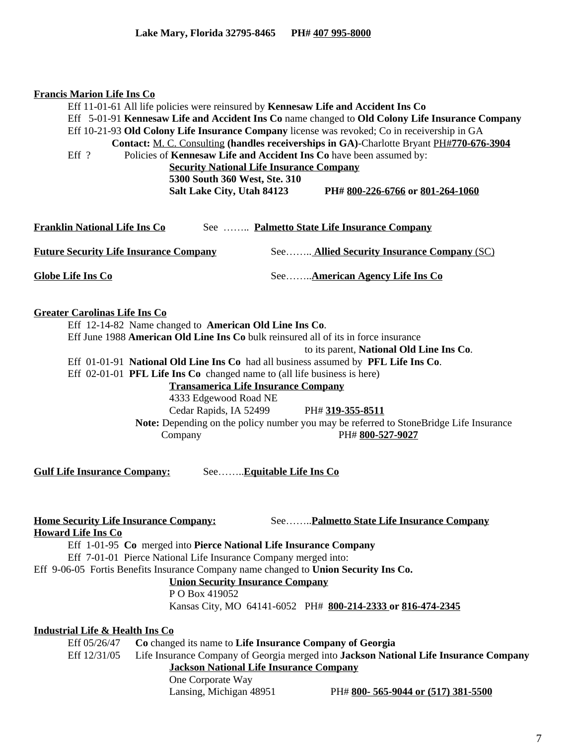**Lake Mary, Florida 32795-8465 PH# 407 995-8000**

**Francis Marion Life Ins Co**

Eff 11-01-61 All life policies were reinsured by **Kennesaw Life and Accident Ins Co**

Eff 5-01-91 **Kennesaw Life and Accident Ins Co** name changed to **Old Colony Life Insurance Company**

Eff 10-21-93 **Old Colony Life Insurance Company** license was revoked; Co in receivership in GA

**Contact:** M. C. Consulting **(handles receiverships in GA)**-Charlotte Bryant PH#**770-676-3904**

Eff ? Policies of **Kennesaw Life and Accident Ins Co** have been assumed by:

**Security National Life Insurance Company**
**5300 South 360 West, Ste. 310**
**Salt Lake City, Utah 84123 PH# 800-226-6766 or 801-264-1060**

**Franklin National Life Ins Co** See …….. **Palmetto State Life Insurance Company**

**Future Security Life Insurance Company** See…….. **Allied Security Insurance Company** (SC)

**Globe Life Ins Co** See……..**American Agency Life Ins Co**

**Greater Carolinas Life Ins Co**

Eff 12-14-82 Name changed to **American Old Line Ins Co**.

Eff June 1988 **American Old Line Ins Co** bulk reinsured all of its in force insurance to its parent, **National Old Line Ins Co**.

Eff 01-01-91 **National Old Line Ins Co** had all business assumed by **PFL Life Ins Co**.

Eff 02-01-01 **PFL Life Ins Co** changed name to (all life business is here)

**Transamerica Life Insurance Company**
4333 Edgewood Road NE
Cedar Rapids, IA 52499 PH# **319-355-8511**

**Note:** Depending on the policy number you may be referred to StoneBridge Life Insurance Company PH# **800-527-9027**

**Gulf Life Insurance Company:** See……..**Equitable Life Ins Co**

**Home Security Life Insurance Company:** See……..**Palmetto State Life Insurance Company**

**Howard Life Ins Co**

Eff 1-01-95 **Co** merged into **Pierce National Life Insurance Company**

Eff 7-01-01 Pierce National Life Insurance Company merged into:

Eff 9-06-05 Fortis Benefits Insurance Company name changed to **Union Security Ins Co.**

**Union Security Insurance Company**
P O Box 419052
Kansas City, MO 64141-6052 PH# **800-214-2333 or 816-474-2345**

**Industrial Life & Health Ins Co**

Eff 05/26/47 **Co** changed its name to **Life Insurance Company of Georgia**

Eff 12/31/05 Life Insurance Company of Georgia merged into **Jackson National Life Insurance Company**

**Jackson National Life Insurance Company**
One Corporate Way
Lansing, Michigan 48951 PH# **800- 565-9044 or (517) 381-5500**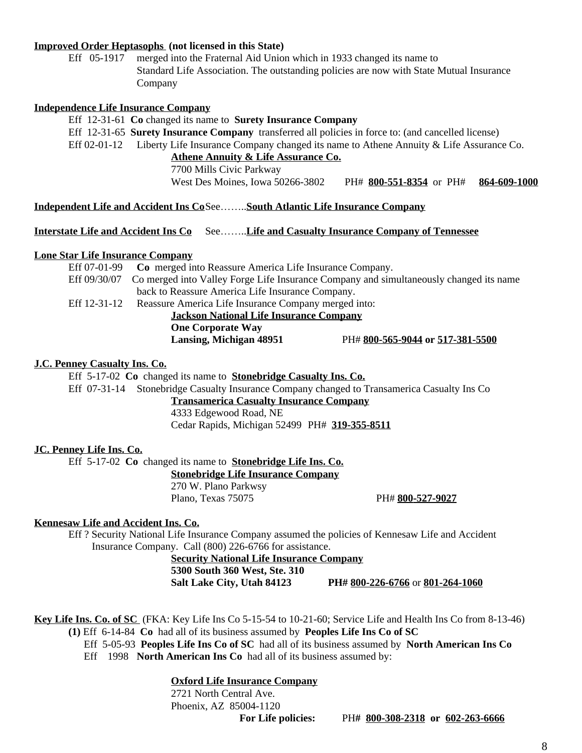**<u>Improved Order Heptasophs</u> (not licensed in this State)**

Eff 05-1917 merged into the Fraternal Aid Union which in 1933 changed its name to Standard Life Association. The outstanding policies are now with State Mutual Insurance Company

**<u>Independence Life Insurance Company</u>**

Eff 12-31-61 **Co** changed its name to **Surety Insurance Company**

Eff 12-31-65 **Surety Insurance Company** transferred all policies in force to: (and cancelled license)

Eff 02-01-12 Liberty Life Insurance Company changed its name to Athene Annuity & Life Assurance Co.

**<u>Athene Annuity & Life Assurance Co.</u>**
7700 Mills Civic Parkway
West Des Moines, Iowa 50266-3802 PH# **<u>800-551-8354</u>** or PH# **<u>864-609-1000</u>**

**<u>Independent Life and Accident Ins Co</u>** See…….**<u>South Atlantic Life Insurance Company</u>**

**<u>Interstate Life and Accident Ins Co</u>** See…….**<u>Life and Casualty Insurance Company of Tennessee</u>**

**<u>Lone Star Life Insurance Company</u>**

Eff 07-01-99 **Co** merged into Reassure America Life Insurance Company.

Eff 09/30/07 Co merged into Valley Forge Life Insurance Company and simultaneously changed its name back to Reassure America Life Insurance Company.

Eff 12-31-12 Reassure America Life Insurance Company merged into:

**<u>Jackson National Life Insurance Company</u>**
**One Corporate Way**
**Lansing, Michigan 48951** PH# **<u>800-565-9044</u> or <u>517-381-5500</u>**

**<u>J.C. Penney Casualty Ins. Co.</u>**

Eff 5-17-02 **Co** changed its name to **<u>Stonebridge Casualty Ins. Co.</u>**

Eff 07-31-14 Stonebridge Casualty Insurance Company changed to Transamerica Casualty Ins Co

**<u>Transamerica Casualty Insurance Company</u>**
4333 Edgewood Road, NE
Cedar Rapids, Michigan 52499 PH# **<u>319-355-8511</u>**

**<u>JC. Penney Life Ins. Co.</u>**

Eff 5-17-02 **Co** changed its name to **<u>Stonebridge Life Ins. Co.</u>**

**<u>Stonebridge Life Insurance Company</u>**
270 W. Plano Parkwsy
Plano, Texas 75075 PH# **<u>800-527-9027</u>**

**<u>Kennesaw Life and Accident Ins. Co.</u>**

Eff ? Security National Life Insurance Company assumed the policies of Kennesaw Life and Accident Insurance Company. Call (800) 226-6766 for assistance.

**<u>Security National Life Insurance Company</u>**
**5300 South 360 West, Ste. 310**
**Salt Lake City, Utah 84123 PH# <u>800-226-6766</u>** or **<u>801-264-1060</u>**

**<u>Key Life Ins. Co. of SC</u>** (FKA: Key Life Ins Co 5-15-54 to 10-21-60; Service Life and Health Ins Co from 8-13-46)

**(1)** Eff 6-14-84 **Co** had all of its business assumed by **Peoples Life Ins Co of SC**

Eff 5-05-93 **Peoples Life Ins Co of SC** had all of its business assumed by **North American Ins Co**

Eff 1998 **North American Ins Co** had all of its business assumed by:

**<u>Oxford Life Insurance Company</u>**
2721 North Central Ave.
Phoenix, AZ 85004-1120
**For Life policies:** PH**# <u>800-308-2318</u> or <u>602-263-6666</u>**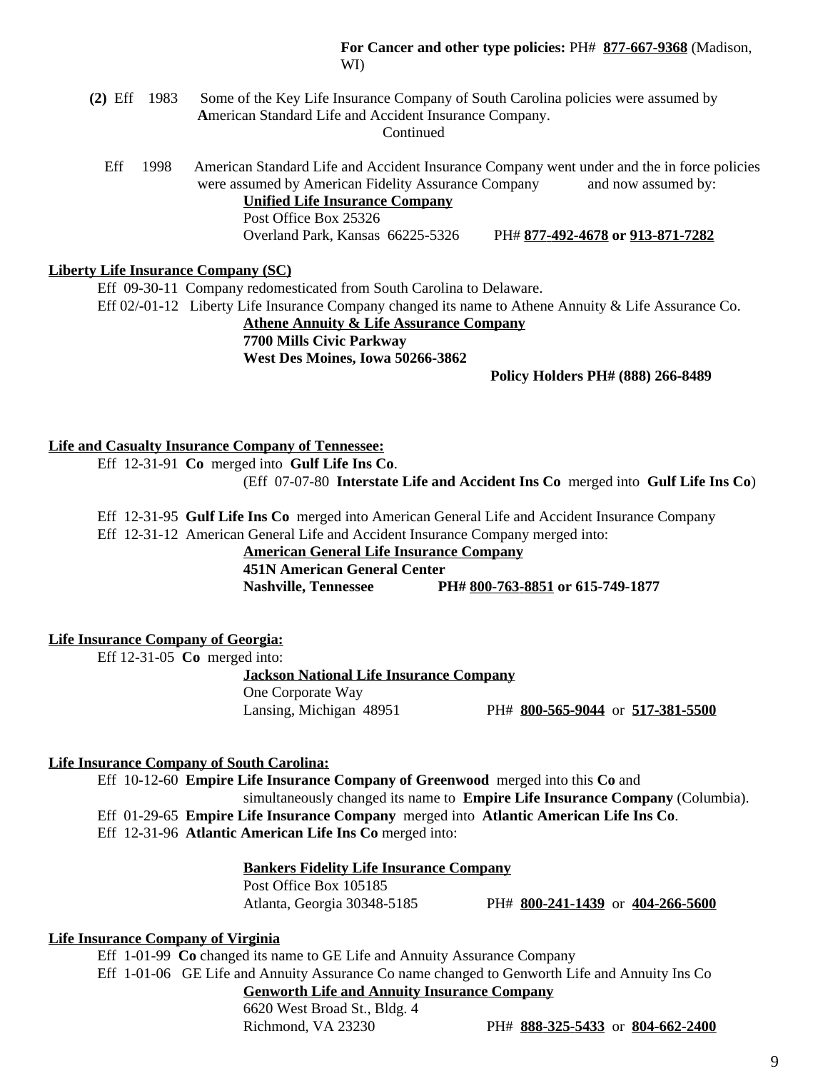**For Cancer and other type policies:** PH# **877-667-9368** (Madison, WI)

**(2)** Eff 1983 Some of the Key Life Insurance Company of South Carolina policies were assumed by **A**merican Standard Life and Accident Insurance Company.

Continued

Eff 1998 American Standard Life and Accident Insurance Company went under and the in force policies were assumed by American Fidelity Assurance Company and now assumed by:

**Unified Life Insurance Company**
Post Office Box 25326
Overland Park, Kansas 66225-5326 PH# **877-492-4678 or 913-871-7282**

**Liberty Life Insurance Company (SC)**

Eff 09-30-11 Company redomesticated from South Carolina to Delaware.
Eff 02/-01-12 Liberty Life Insurance Company changed its name to Athene Annuity & Life Assurance Co.

**Athene Annuity & Life Assurance Company**
**7700 Mills Civic Parkway**
**West Des Moines, Iowa 50266-3862**
**Policy Holders PH# (888) 266-8489**

**Life and Casualty Insurance Company of Tennessee:**

Eff 12-31-91 **Co** merged into **Gulf Life Ins Co**.
(Eff 07-07-80 **Interstate Life and Accident Ins Co** merged into **Gulf Life Ins Co**)

Eff 12-31-95 **Gulf Life Ins Co** merged into American General Life and Accident Insurance Company
Eff 12-31-12 American General Life and Accident Insurance Company merged into:

**American General Life Insurance Company**
**451N American General Center**
**Nashville, Tennessee PH# 800-763-8851 or 615-749-1877**

**Life Insurance Company of Georgia:**

Eff 12-31-05 **Co** merged into:

**Jackson National Life Insurance Company**
One Corporate Way
Lansing, Michigan 48951 PH# **800-565-9044** or **517-381-5500**

**Life Insurance Company of South Carolina:**

Eff 10-12-60 **Empire Life Insurance Company of Greenwood** merged into this **Co** and simultaneously changed its name to **Empire Life Insurance Company** (Columbia).
Eff 01-29-65 **Empire Life Insurance Company** merged into **Atlantic American Life Ins Co**.
Eff 12-31-96 **Atlantic American Life Ins Co** merged into:

**Bankers Fidelity Life Insurance Company**
Post Office Box 105185
Atlanta, Georgia 30348-5185 PH# **800-241-1439** or **404-266-5600**

**Life Insurance Company of Virginia**

Eff 1-01-99 **Co** changed its name to GE Life and Annuity Assurance Company
Eff 1-01-06 GE Life and Annuity Assurance Co name changed to Genworth Life and Annuity Ins Co

**Genworth Life and Annuity Insurance Company**
6620 West Broad St., Bldg. 4
Richmond, VA 23230 PH# **888-325-5433** or **804-662-2400**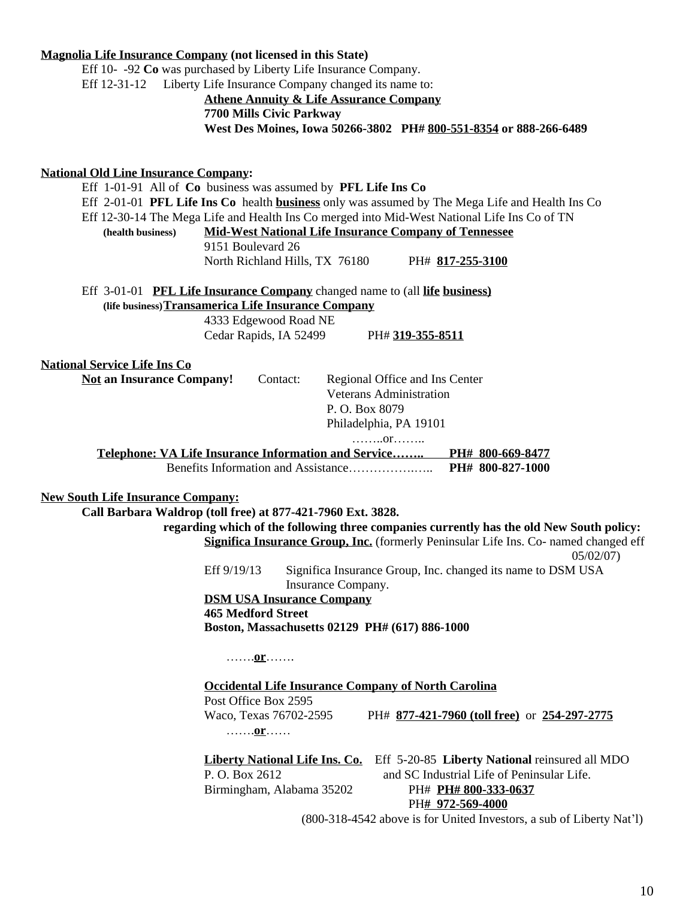**Magnolia Life Insurance Company (not licensed in this State)**

Eff 10- -92 **Co** was purchased by Liberty Life Insurance Company.

Eff 12-31-12 Liberty Life Insurance Company changed its name to:

**Athene Annuity & Life Assurance Company**
**7700 Mills Civic Parkway**
**West Des Moines, Iowa 50266-3802 PH# 800-551-8354 or 888-266-6489**

**National Old Line Insurance Company:**

Eff 1-01-91 All of **Co** business was assumed by **PFL Life Ins Co**

Eff 2-01-01 **PFL Life Ins Co** health **business** only was assumed by The Mega Life and Health Ins Co

Eff 12-30-14 The Mega Life and Health Ins Co merged into Mid-West National Life Ins Co of TN

**(health business)** **Mid-West National Life Insurance Company of Tennessee**
9151 Boulevard 26
North Richland Hills, TX 76180 PH# **817-255-3100**

Eff 3-01-01 **PFL Life Insurance Company** changed name to (all **life business)**

**(life business) Transamerica Life Insurance Company**
4333 Edgewood Road NE
Cedar Rapids, IA 52499 PH# **319-355-8511**

**National Service Life Ins Co**

**Not an Insurance Company!** Contact: Regional Office and Ins Center
Veterans Administration
P. O. Box 8079
Philadelphia, PA 19101
……..or……..

**Telephone: VA Life Insurance Information and Service…….. PH# 800-669-8477**
Benefits Information and Assistance……………..… **PH# 800-827-1000**

**New South Life Insurance Company:**

**Call Barbara Waldrop (toll free) at 877-421-7960 Ext. 3828.**
**regarding which of the following three companies currently has the old New South policy:**

**Significa Insurance Group, Inc.** (formerly Peninsular Life Ins. Co- named changed eff 05/02/07)

Eff 9/19/13 Significa Insurance Group, Inc. changed its name to DSM USA Insurance Company.

**DSM USA Insurance Company**
**465 Medford Street**
**Boston, Massachusetts 02129 PH# (617) 886-1000**

…….**or**…….

**Occidental Life Insurance Company of North Carolina**
Post Office Box 2595
Waco, Texas 76702-2595 PH# **877-421-7960 (toll free)** or **254-297-2775**

…….**or**……

**Liberty National Life Ins. Co.** Eff 5-20-85 **Liberty National** reinsured all MDO and SC Industrial Life of Peninsular Life.
P. O. Box 2612
Birmingham, Alabama 35202 PH# **PH# 800-333-0637**
PH**# 972-569-4000**

(800-318-4542 above is for United Investors, a sub of Liberty Nat'l)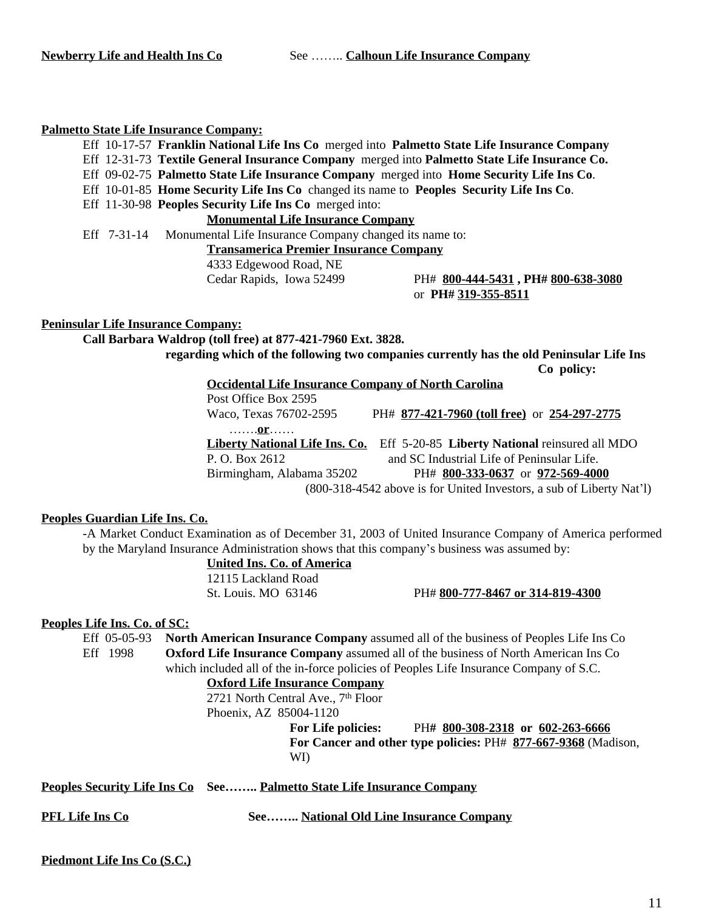**<u>Newberry Life and Health Ins Co</u>** See …….. **<u>Calhoun Life Insurance Company</u>**

**<u>Palmetto State Life Insurance Company:</u>**

Eff 10-17-57 **Franklin National Life Ins Co** merged into **Palmetto State Life Insurance Company**
Eff 12-31-73 **Textile General Insurance Company** merged into **Palmetto State Life Insurance Co.**
Eff 09-02-75 **Palmetto State Life Insurance Company** merged into **Home Security Life Ins Co**.
Eff 10-01-85 **Home Security Life Ins Co** changed its name to **Peoples Security Life Ins Co**.
Eff 11-30-98 **Peoples Security Life Ins Co** merged into:

**<u>Monumental Life Insurance Company</u>**

Eff 7-31-14 Monumental Life Insurance Company changed its name to:

**<u>Transamerica Premier Insurance Company</u>**
4333 Edgewood Road, NE
Cedar Rapids, Iowa 52499 PH# **<u>800-444-5431</u> , PH# <u>800-638-3080</u>** or **PH# <u>319-355-8511</u>**

**<u>Peninsular Life Insurance Company:</u>**

**Call Barbara Waldrop (toll free) at 877-421-7960 Ext. 3828.**
**regarding which of the following two companies currently has the old Peninsular Life Ins Co policy:**

**<u>Occidental Life Insurance Company of North Carolina</u>**
Post Office Box 2595
Waco, Texas 76702-2595 PH# **<u>877-421-7960 (toll free)</u>** or **<u>254-297-2775</u>**

…….**<u>or</u>**……

**<u>Liberty National Life Ins. Co.</u>** Eff 5-20-85 **Liberty National** reinsured all MDO and SC Industrial Life of Peninsular Life.
P. O. Box 2612
Birmingham, Alabama 35202 PH# **<u>800-333-0637</u>** or **<u>972-569-4000</u>**
(800-318-4542 above is for United Investors, a sub of Liberty Nat'l)

**<u>Peoples Guardian Life Ins. Co.</u>**

-A Market Conduct Examination as of December 31, 2003 of United Insurance Company of America performed by the Maryland Insurance Administration shows that this company's business was assumed by:

**<u>United Ins. Co. of America</u>**
12115 Lackland Road
St. Louis. MO 63146 PH# **<u>800-777-8467 or 314-819-4300</u>**

**<u>Peoples Life Ins. Co. of SC:</u>**

Eff 05-05-93 **North American Insurance Company** assumed all of the business of Peoples Life Ins Co
Eff 1998 **Oxford Life Insurance Company** assumed all of the business of North American Ins Co which included all of the in-force policies of Peoples Life Insurance Company of S.C.

**<u>Oxford Life Insurance Company</u>**
2721 North Central Ave., 7th Floor
Phoenix, AZ 85004-1120

**For Life policies:** PH**# <u>800-308-2318</u> or <u>602-263-6666</u>**
**For Cancer and other type policies:** PH# **<u>877-667-9368</u>** (Madison, WI)

**<u>Peoples Security Life Ins Co</u> See…….. <u>Palmetto State Life Insurance Company</u>**

**<u>PFL Life Ins Co</u> See…….. <u>National Old Line Insurance Company</u>**

**<u>Piedmont Life Ins Co (S.C.)</u>**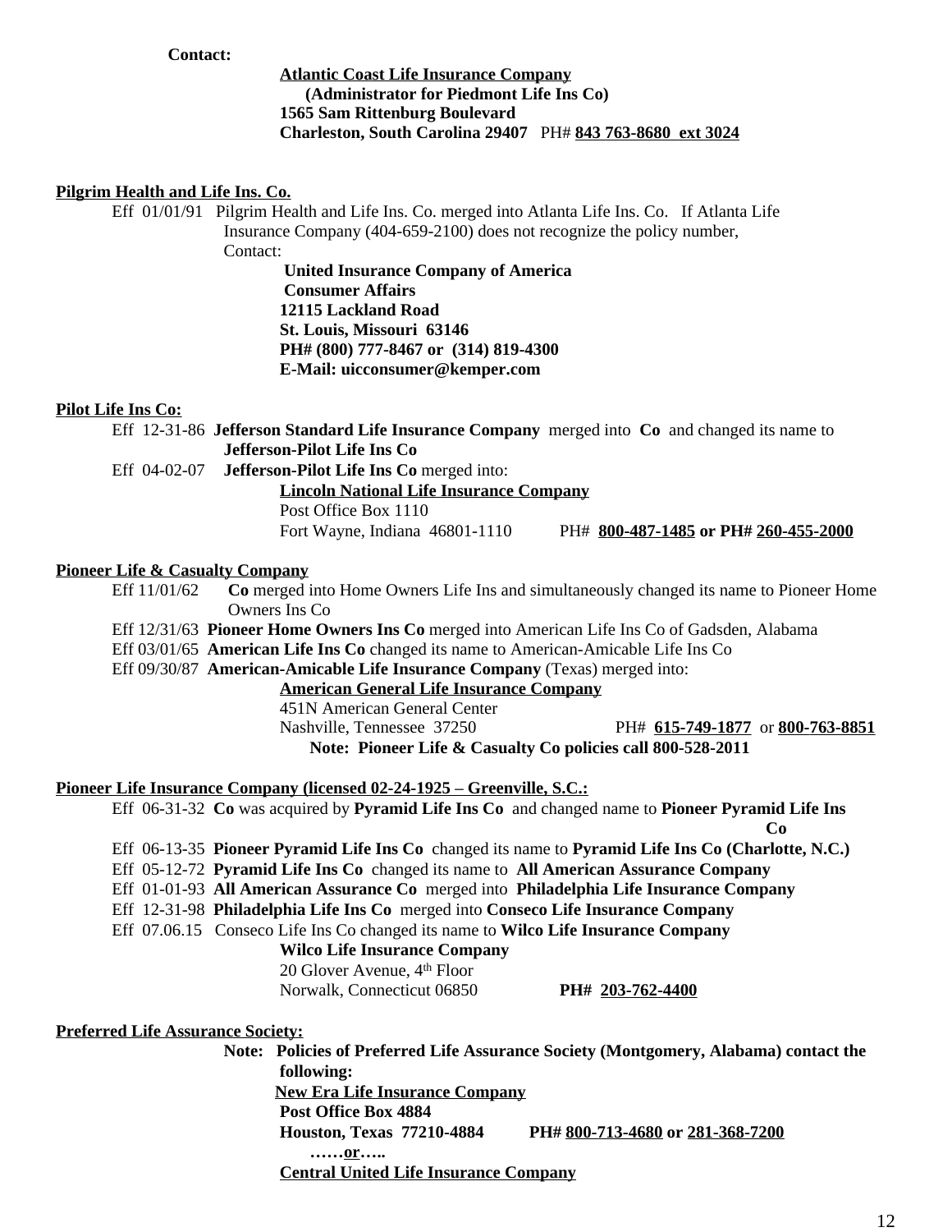**Contact:**

**Atlantic Coast Life Insurance Company**
**(Administrator for Piedmont Life Ins Co)**
**1565 Sam Rittenburg Boulevard**
**Charleston, South Carolina 29407** PH# **843 763-8680 ext 3024**

**Pilgrim Health and Life Ins. Co.**

Eff 01/01/91 Pilgrim Health and Life Ins. Co. merged into Atlanta Life Ins. Co. If Atlanta Life Insurance Company (404-659-2100) does not recognize the policy number, Contact:

**United Insurance Company of America**
**Consumer Affairs**
**12115 Lackland Road**
**St. Louis, Missouri 63146**
**PH# (800) 777-8467 or (314) 819-4300**
**E-Mail: uicconsumer@kemper.com**

**Pilot Life Ins Co:**

Eff 12-31-86 **Jefferson Standard Life Insurance Company** merged into **Co** and changed its name to **Jefferson-Pilot Life Ins Co**

Eff 04-02-07 **Jefferson-Pilot Life Ins Co** merged into:

**Lincoln National Life Insurance Company**
Post Office Box 1110
Fort Wayne, Indiana 46801-1110 PH# **800-487-1485 or PH# 260-455-2000**

**Pioneer Life & Casualty Company**

Eff 11/01/62 **Co** merged into Home Owners Life Ins and simultaneously changed its name to Pioneer Home Owners Ins Co

Eff 12/31/63 **Pioneer Home Owners Ins Co** merged into American Life Ins Co of Gadsden, Alabama

Eff 03/01/65 **American Life Ins Co** changed its name to American-Amicable Life Ins Co

Eff 09/30/87 **American-Amicable Life Insurance Company** (Texas) merged into:

**American General Life Insurance Company**
451N American General Center
Nashville, Tennessee 37250 PH# **615-749-1877** or **800-763-8851**

**Note: Pioneer Life & Casualty Co policies call 800-528-2011**

**Pioneer Life Insurance Company (licensed 02-24-1925 – Greenville, S.C.:**

Eff 06-31-32 **Co** was acquired by **Pyramid Life Ins Co** and changed name to **Pioneer Pyramid Life Ins Co**

Eff 06-13-35 **Pioneer Pyramid Life Ins Co** changed its name to **Pyramid Life Ins Co (Charlotte, N.C.)**

Eff 05-12-72 **Pyramid Life Ins Co** changed its name to **All American Assurance Company**

Eff 01-01-93 **All American Assurance Co** merged into **Philadelphia Life Insurance Company**

Eff 12-31-98 **Philadelphia Life Ins Co** merged into **Conseco Life Insurance Company**

Eff 07.06.15 Conseco Life Ins Co changed its name to **Wilco Life Insurance Company**

**Wilco Life Insurance Company**
20 Glover Avenue, 4th Floor
Norwalk, Connecticut 06850 **PH# 203-762-4400**

**Preferred Life Assurance Society:**

**Note: Policies of Preferred Life Assurance Society (Montgomery, Alabama) contact the following:**

**New Era Life Insurance Company**
**Post Office Box 4884**
**Houston, Texas 77210-4884 PH# 800-713-4680 or 281-368-7200**

**……or…..**

**Central United Life Insurance Company**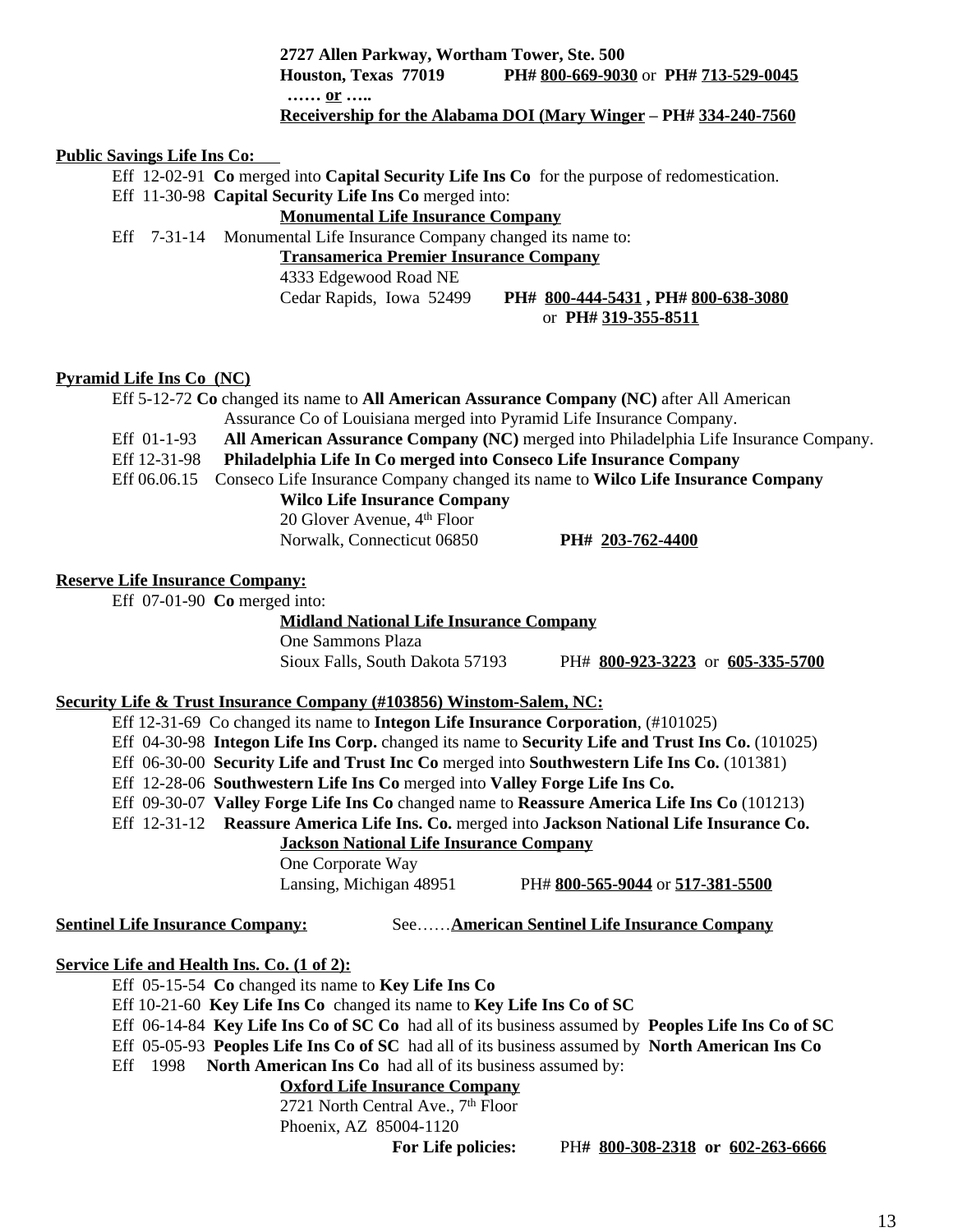**2727 Allen Parkway, Wortham Tower, Ste. 500**
**Houston, Texas 77019** **PH# 800-669-9030** or **PH# 713-529-0045**
**…… or …..**
**Receivership for the Alabama DOI (Mary Winger – PH# 334-240-7560**

**Public Savings Life Ins Co:**

Eff 12-02-91 **Co** merged into **Capital Security Life Ins Co** for the purpose of redomestication.
Eff 11-30-98 **Capital Security Life Ins Co** merged into:
**Monumental Life Insurance Company**
Eff 7-31-14 Monumental Life Insurance Company changed its name to:
**Transamerica Premier Insurance Company**
4333 Edgewood Road NE
Cedar Rapids, Iowa 52499 **PH# 800-444-5431 , PH# 800-638-3080** or **PH# 319-355-8511**

**Pyramid Life Ins Co (NC)**

Eff 5-12-72 **Co** changed its name to **All American Assurance Company (NC)** after All American Assurance Co of Louisiana merged into Pyramid Life Insurance Company.
Eff 01-1-93 **All American Assurance Company (NC)** merged into Philadelphia Life Insurance Company.
Eff 12-31-98 **Philadelphia Life In Co merged into Conseco Life Insurance Company**
Eff 06.06.15 Conseco Life Insurance Company changed its name to **Wilco Life Insurance Company**
**Wilco Life Insurance Company**
20 Glover Avenue, 4th Floor
Norwalk, Connecticut 06850 **PH# 203-762-4400**

**Reserve Life Insurance Company:**

Eff 07-01-90 **Co** merged into:
**Midland National Life Insurance Company**
One Sammons Plaza
Sioux Falls, South Dakota 57193 PH# **800-923-3223** or **605-335-5700**

**Security Life & Trust Insurance Company (#103856) Winstom-Salem, NC:**

Eff 12-31-69 Co changed its name to **Integon Life Insurance Corporation**, (#101025)
Eff 04-30-98 **Integon Life Ins Corp.** changed its name to **Security Life and Trust Ins Co.** (101025)
Eff 06-30-00 **Security Life and Trust Inc Co** merged into **Southwestern Life Ins Co.** (101381)
Eff 12-28-06 **Southwestern Life Ins Co** merged into **Valley Forge Life Ins Co.**
Eff 09-30-07 **Valley Forge Life Ins Co** changed name to **Reassure America Life Ins Co** (101213)
Eff 12-31-12 **Reassure America Life Ins. Co.** merged into **Jackson National Life Insurance Co.**
**Jackson National Life Insurance Company**
One Corporate Way
Lansing, Michigan 48951 PH# **800-565-9044** or **517-381-5500**

**Sentinel Life Insurance Company:** See……**American Sentinel Life Insurance Company**

**Service Life and Health Ins. Co. (1 of 2):**

Eff 05-15-54 **Co** changed its name to **Key Life Ins Co**
Eff 10-21-60 **Key Life Ins Co** changed its name to **Key Life Ins Co of SC**
Eff 06-14-84 **Key Life Ins Co of SC Co** had all of its business assumed by **Peoples Life Ins Co of SC**
Eff 05-05-93 **Peoples Life Ins Co of SC** had all of its business assumed by **North American Ins Co**
Eff 1998 **North American Ins Co** had all of its business assumed by:
**Oxford Life Insurance Company**
2721 North Central Ave., 7th Floor
Phoenix, AZ 85004-1120
**For Life policies:** PH**# 800-308-2318 or 602-263-6666**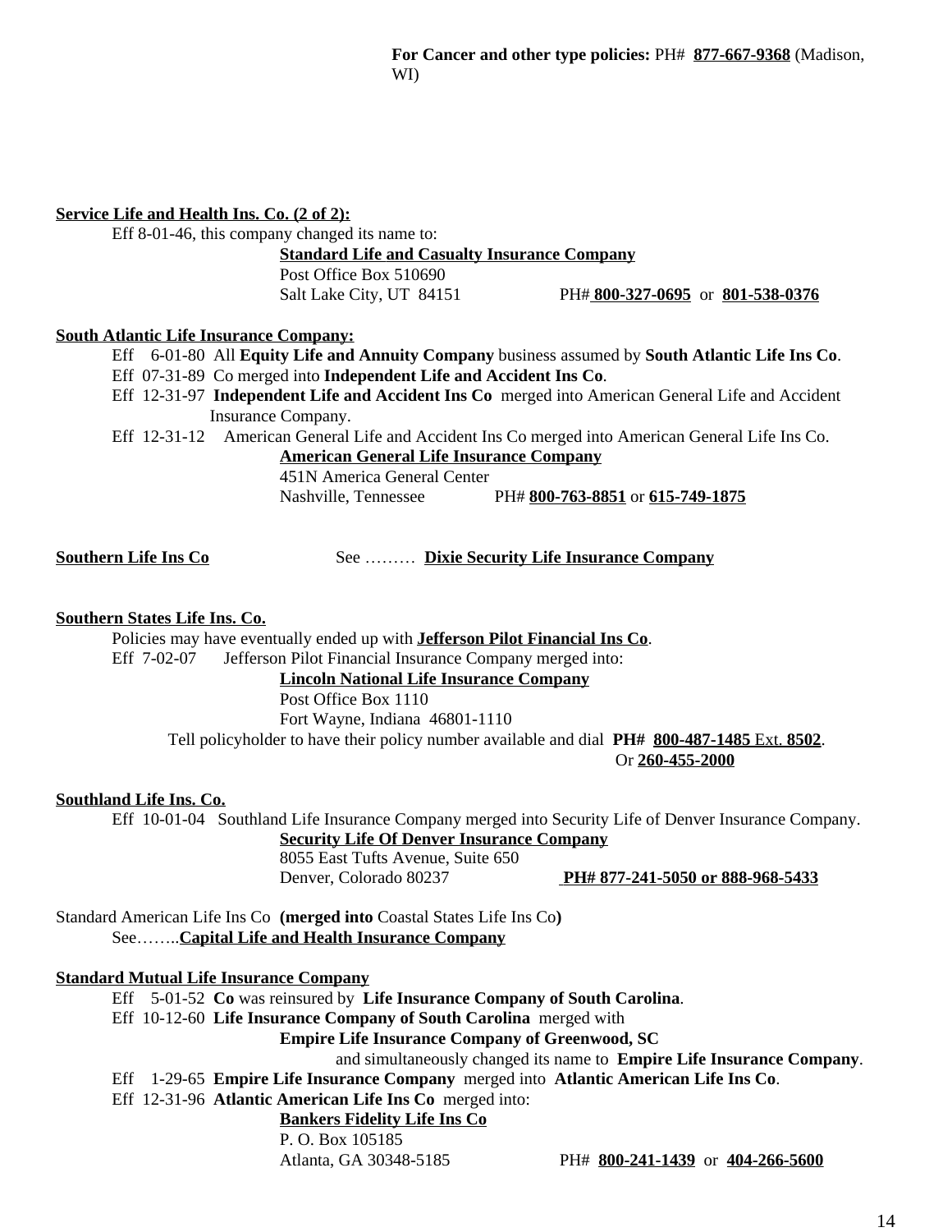**For Cancer and other type policies:** PH# **877-667-9368** (Madison, WI)

**Service Life and Health Ins. Co. (2 of 2):**

Eff 8-01-46, this company changed its name to:

**Standard Life and Casualty Insurance Company**
Post Office Box 510690
Salt Lake City, UT 84151 PH# **800-327-0695** or **801-538-0376**

**South Atlantic Life Insurance Company:**

Eff 6-01-80 All **Equity Life and Annuity Company** business assumed by **South Atlantic Life Ins Co**.
Eff 07-31-89 Co merged into **Independent Life and Accident Ins Co**.
Eff 12-31-97 **Independent Life and Accident Ins Co** merged into American General Life and Accident Insurance Company.
Eff 12-31-12 American General Life and Accident Ins Co merged into American General Life Ins Co.

**American General Life Insurance Company**
451N America General Center
Nashville, Tennessee PH# **800-763-8851** or **615-749-1875**

**Southern Life Ins Co** See ……… **Dixie Security Life Insurance Company**

**Southern States Life Ins. Co.**

Policies may have eventually ended up with **Jefferson Pilot Financial Ins Co**.
Eff 7-02-07 Jefferson Pilot Financial Insurance Company merged into:

**Lincoln National Life Insurance Company**
Post Office Box 1110
Fort Wayne, Indiana 46801-1110

Tell policyholder to have their policy number available and dial **PH# 800-487-1485** Ext. **8502**.
Or **260-455-2000**

**Southland Life Ins. Co.**

Eff 10-01-04 Southland Life Insurance Company merged into Security Life of Denver Insurance Company.

**Security Life Of Denver Insurance Company**
8055 East Tufts Avenue, Suite 650
Denver, Colorado 80237 **PH# 877-241-5050 or 888-968-5433**

Standard American Life Ins Co **(merged into** Coastal States Life Ins Co**)**
See……..**Capital Life and Health Insurance Company**

**Standard Mutual Life Insurance Company**

Eff 5-01-52 **Co** was reinsured by **Life Insurance Company of South Carolina**.
Eff 10-12-60 **Life Insurance Company of South Carolina** merged with
**Empire Life Insurance Company of Greenwood, SC**
and simultaneously changed its name to **Empire Life Insurance Company**.
Eff 1-29-65 **Empire Life Insurance Company** merged into **Atlantic American Life Ins Co**.
Eff 12-31-96 **Atlantic American Life Ins Co** merged into:

**Bankers Fidelity Life Ins Co**
P. O. Box 105185
Atlanta, GA 30348-5185 PH# **800-241-1439** or **404-266-5600**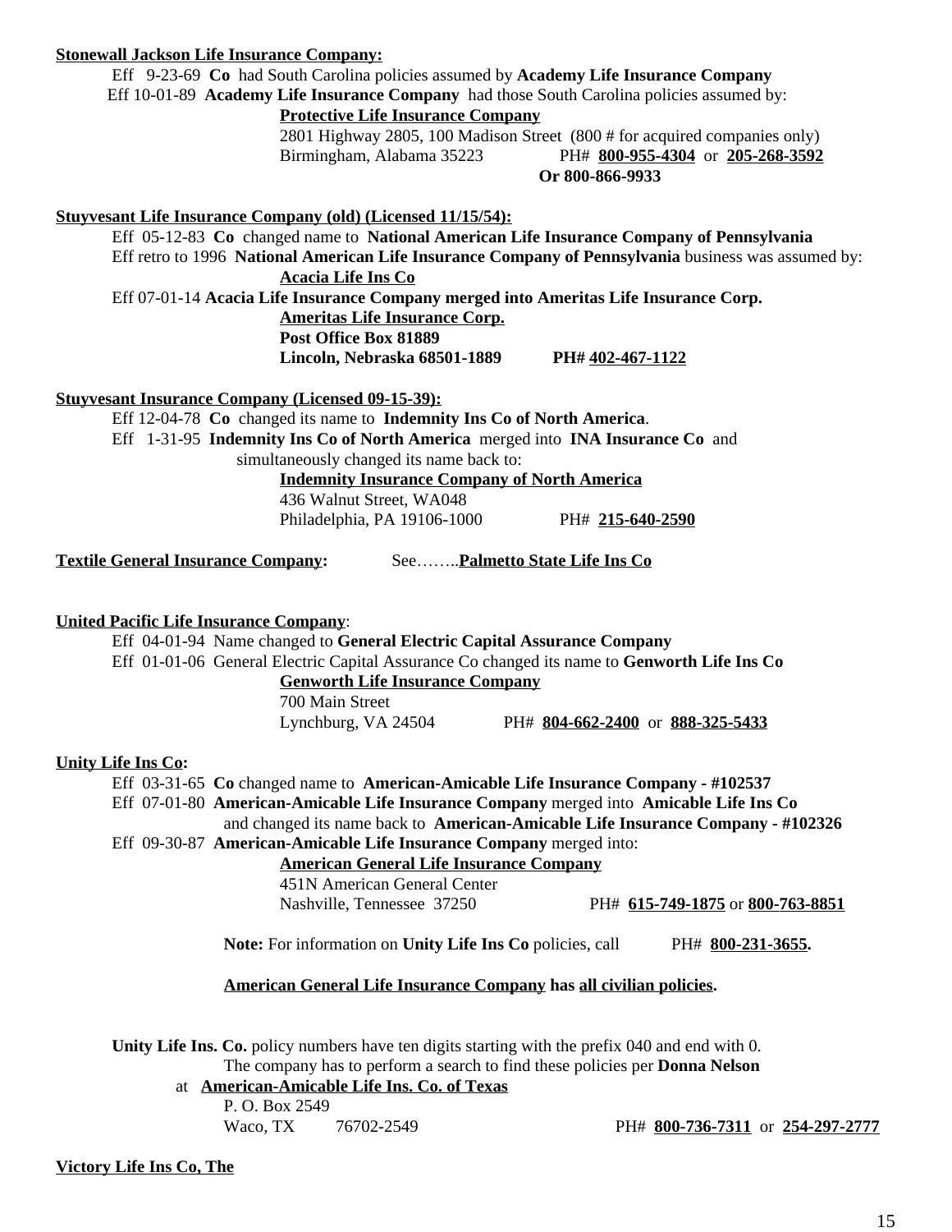**Stonewall Jackson Life Insurance Company:**

Eff 9-23-69 **Co** had South Carolina policies assumed by **Academy Life Insurance Company**

Eff 10-01-89 **Academy Life Insurance Company** had those South Carolina policies assumed by:

**Protective Life Insurance Company**
2801 Highway 2805, 100 Madison Street (800 # for acquired companies only)
Birmingham, Alabama 35223 PH# **800-955-4304** or **205-268-3592**
**Or 800-866-9933**

**Stuyvesant Life Insurance Company (old) (Licensed 11/15/54):**

Eff 05-12-83 **Co** changed name to **National American Life Insurance Company of Pennsylvania**

Eff retro to 1996 **National American Life Insurance Company of Pennsylvania** business was assumed by:

**Acacia Life Ins Co**

Eff 07-01-14 **Acacia Life Insurance Company merged into Ameritas Life Insurance Corp.**

**Ameritas Life Insurance Corp.**
**Post Office Box 81889**
**Lincoln, Nebraska 68501-1889 PH# 402-467-1122**

**Stuyvesant Insurance Company (Licensed 09-15-39):**

Eff 12-04-78 **Co** changed its name to **Indemnity Ins Co of North America**.

Eff 1-31-95 **Indemnity Ins Co of North America** merged into **INA Insurance Co** and simultaneously changed its name back to:

**Indemnity Insurance Company of North America**
436 Walnut Street, WA048
Philadelphia, PA 19106-1000 PH# **215-640-2590**

**Textile General Insurance Company:** See……..**Palmetto State Life Ins Co**

**United Pacific Life Insurance Company**:

Eff 04-01-94 Name changed to **General Electric Capital Assurance Company**

Eff 01-01-06 General Electric Capital Assurance Co changed its name to **Genworth Life Ins Co**

**Genworth Life Insurance Company**
700 Main Street
Lynchburg, VA 24504 PH# **804-662-2400** or **888-325-5433**

**Unity Life Ins Co:**

Eff 03-31-65 **Co** changed name to **American-Amicable Life Insurance Company - #102537**

Eff 07-01-80 **American-Amicable Life Insurance Company** merged into **Amicable Life Ins Co** and changed its name back to **American-Amicable Life Insurance Company - #102326**

Eff 09-30-87 **American-Amicable Life Insurance Company** merged into:

**American General Life Insurance Company**
451N American General Center
Nashville, Tennessee 37250 PH# **615-749-1875** or **800-763-8851**

**Note:** For information on **Unity Life Ins Co** policies, call PH# **800-231-3655.**

**American General Life Insurance Company has all civilian policies.**

**Unity Life Ins. Co.** policy numbers have ten digits starting with the prefix 040 and end with 0. The company has to perform a search to find these policies per **Donna Nelson** at **American-Amicable Life Ins. Co. of Texas**

P. O. Box 2549
Waco, TX 76702-2549 PH# **800-736-7311** or **254-297-2777**

**Victory Life Ins Co, The**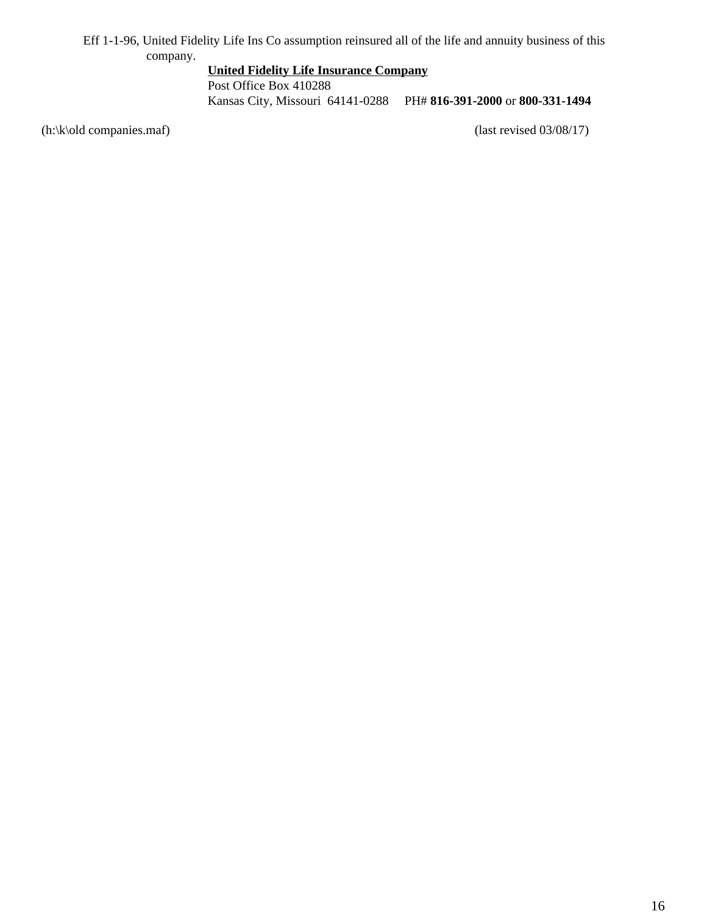Eff 1-1-96, United Fidelity Life Ins Co assumption reinsured all of the life and annuity business of this company.

**United Fidelity Life Insurance Company**
Post Office Box 410288
Kansas City, Missouri 64141-0288 PH# **816-391-2000** or **800-331-1494**

(h:\k\old companies.maf) (last revised 03/08/17)